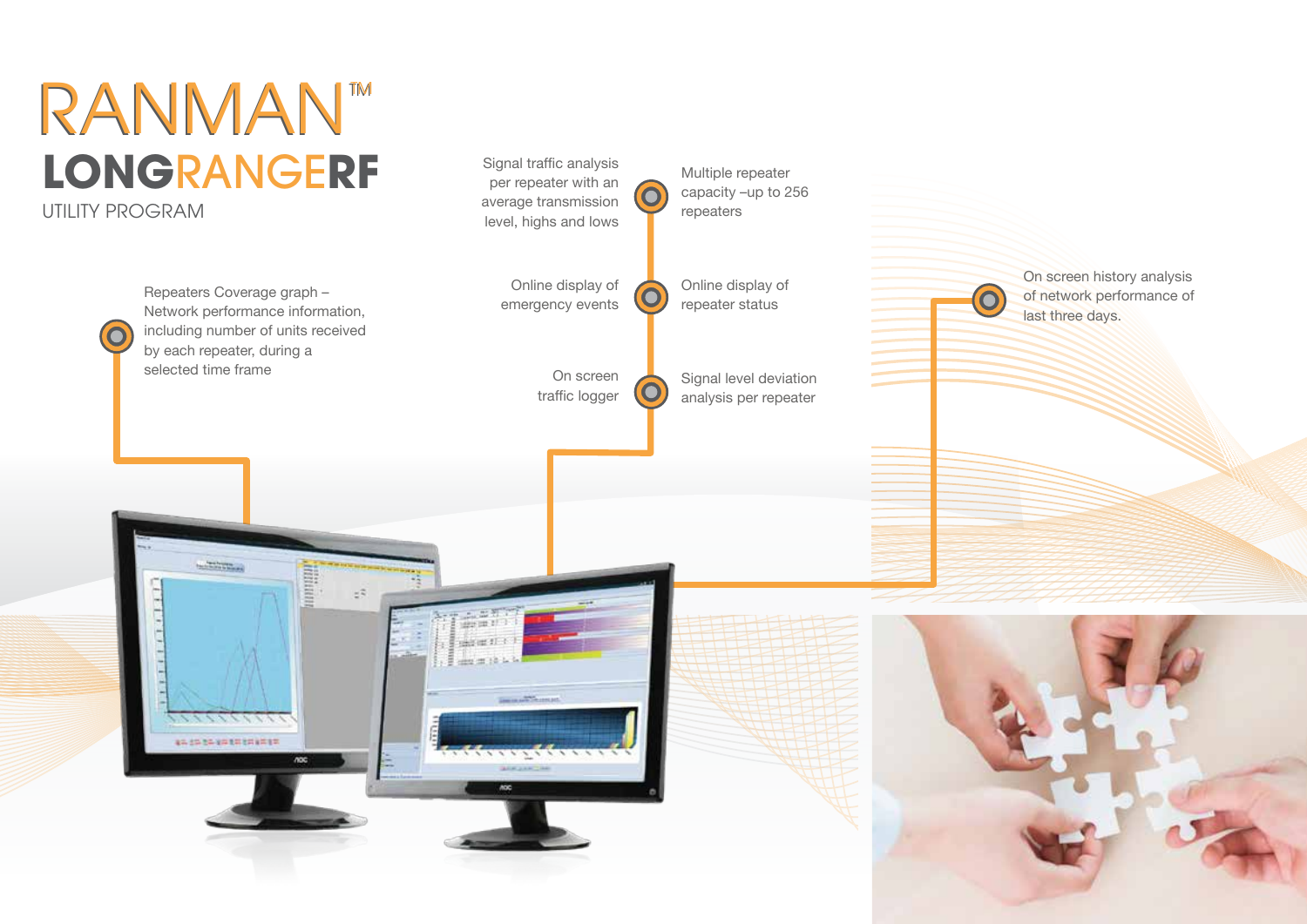# RANMAN™

## LONGRANGERF

UTILITY PROGRAM

- Repeaters Coverage graph – Network performance information, including number of units received by each repeater, during a selected time frame
- Signal traffic analysis per repeater with an average transmission level, highs and lows
- Multiple repeater capacity –up to 256 repeaters
- Online display of emergency events
- Online display of repeater status
- On screen traffic logger
- Signal level deviation analysis per repeater
- On screen history analysis of network performance of last three days.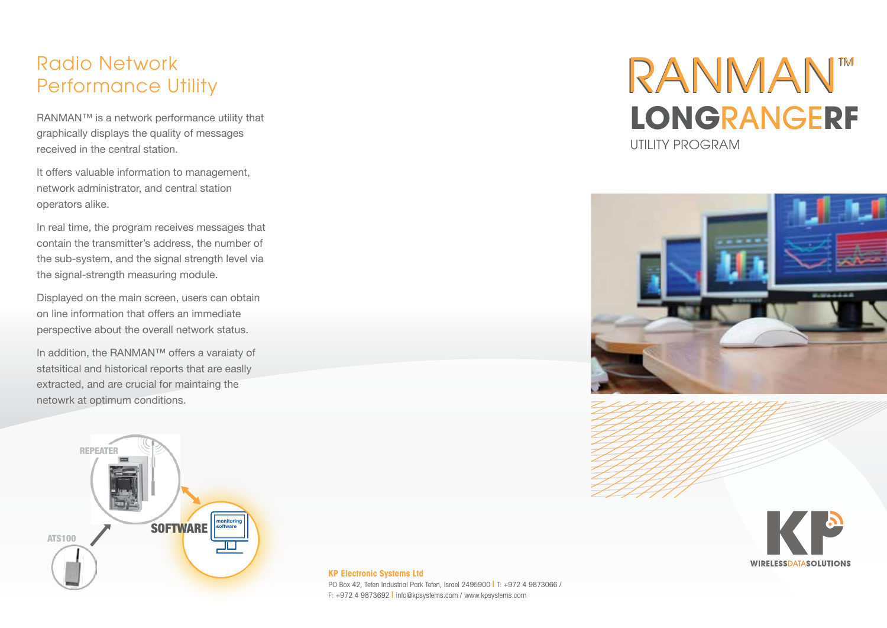# Radio Network Performance Utility

RANMAN™ is a network performance utility that graphically displays the quality of messages received in the central station.

It offers valuable information to management, network administrator, and central station operators alike.

In real time, the program receives messages that contain the transmitter's address, the number of the sub-system, and the signal strength level via the signal-strength measuring module.

Displayed on the main screen, users can obtain on line information that offers an immediate perspective about the overall network status.

In addition, the RANMAN™ offers a varaiaty of statsitical and historical reports that are easlly extracted, and are crucial for maintaing the netowrk at optimum conditions.

REPEATER

ATS100

SOFTWARE

monitoring software

# RANMAN™

## LONGRANGERF

UTILITY PROGRAM

WIRELESSDATASOLUTIONS

**KP Electronic Systems Ltd**

PO Box 42, Tefen Industrial Park Tefen, Israel 2495900 | T: +972 4 9873066 / F: +972 4 9873692 | info@kpsystems.com / www.kpsystems.com